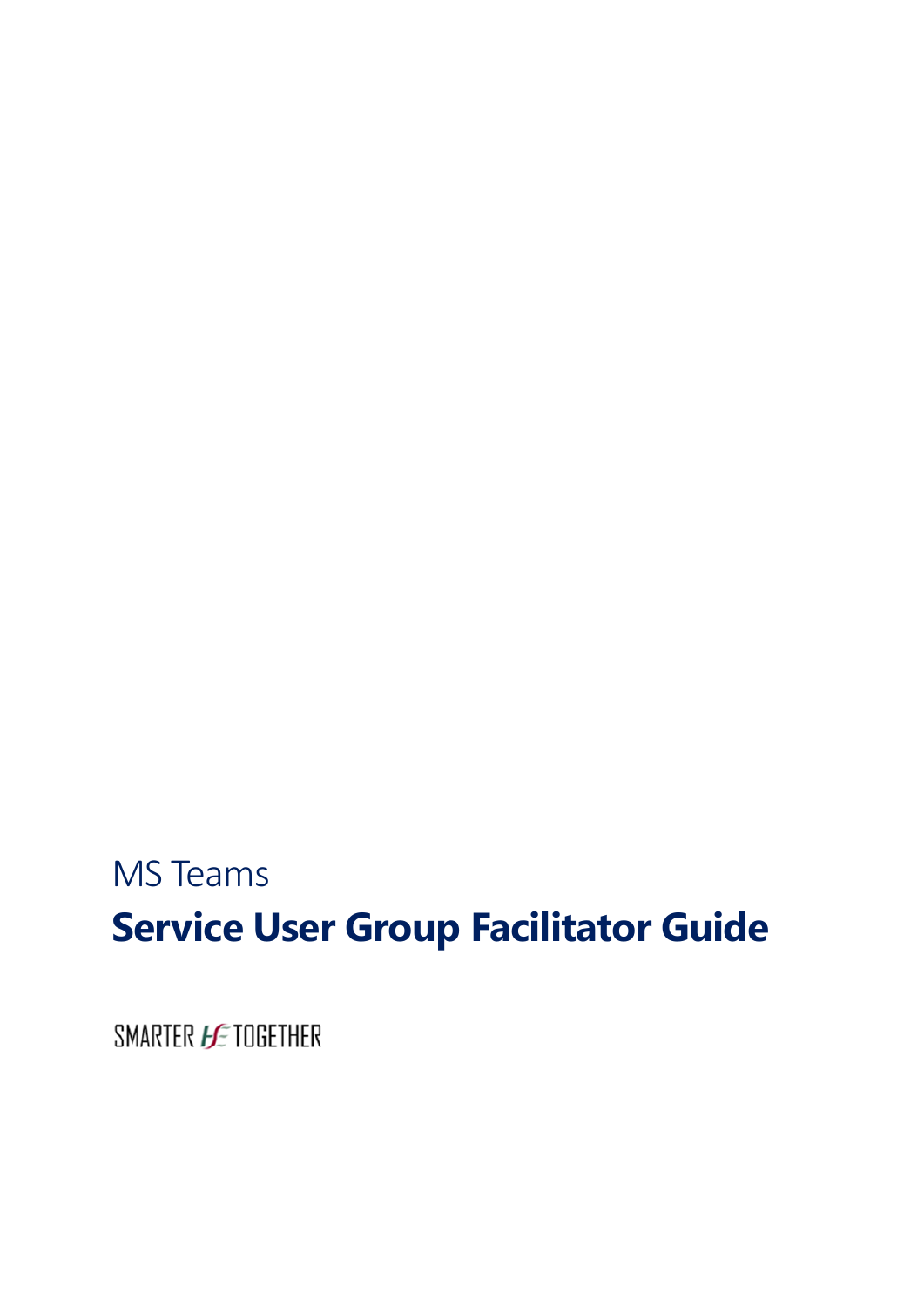MS Teams

# Service User Group Facilitator Guide

SMARTER HSE TOGETHER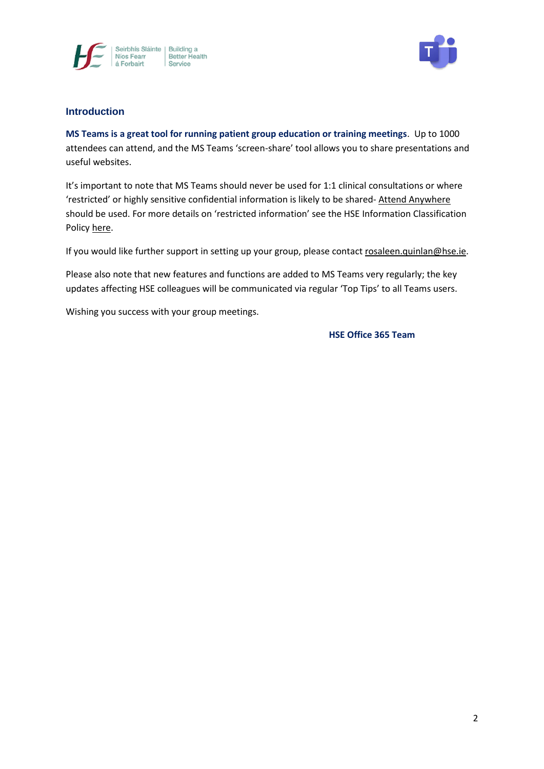## Introduction

**MS Teams is a great tool for running patient group education or training meetings**. Up to 1000 attendees can attend, and the MS Teams 'screen-share' tool allows you to share presentations and useful websites.

It's important to note that MS Teams should never be used for 1:1 clinical consultations or where 'restricted' or highly sensitive confidential information is likely to be shared- Attend Anywhere should be used. For more details on 'restricted information' see the HSE Information Classification Policy here.

If you would like further support in setting up your group, please contact rosaleen.quinlan@hse.ie.

Please also note that new features and functions are added to MS Teams very regularly; the key updates affecting HSE colleagues will be communicated via regular 'Top Tips' to all Teams users.

Wishing you success with your group meetings.

**HSE Office 365 Team**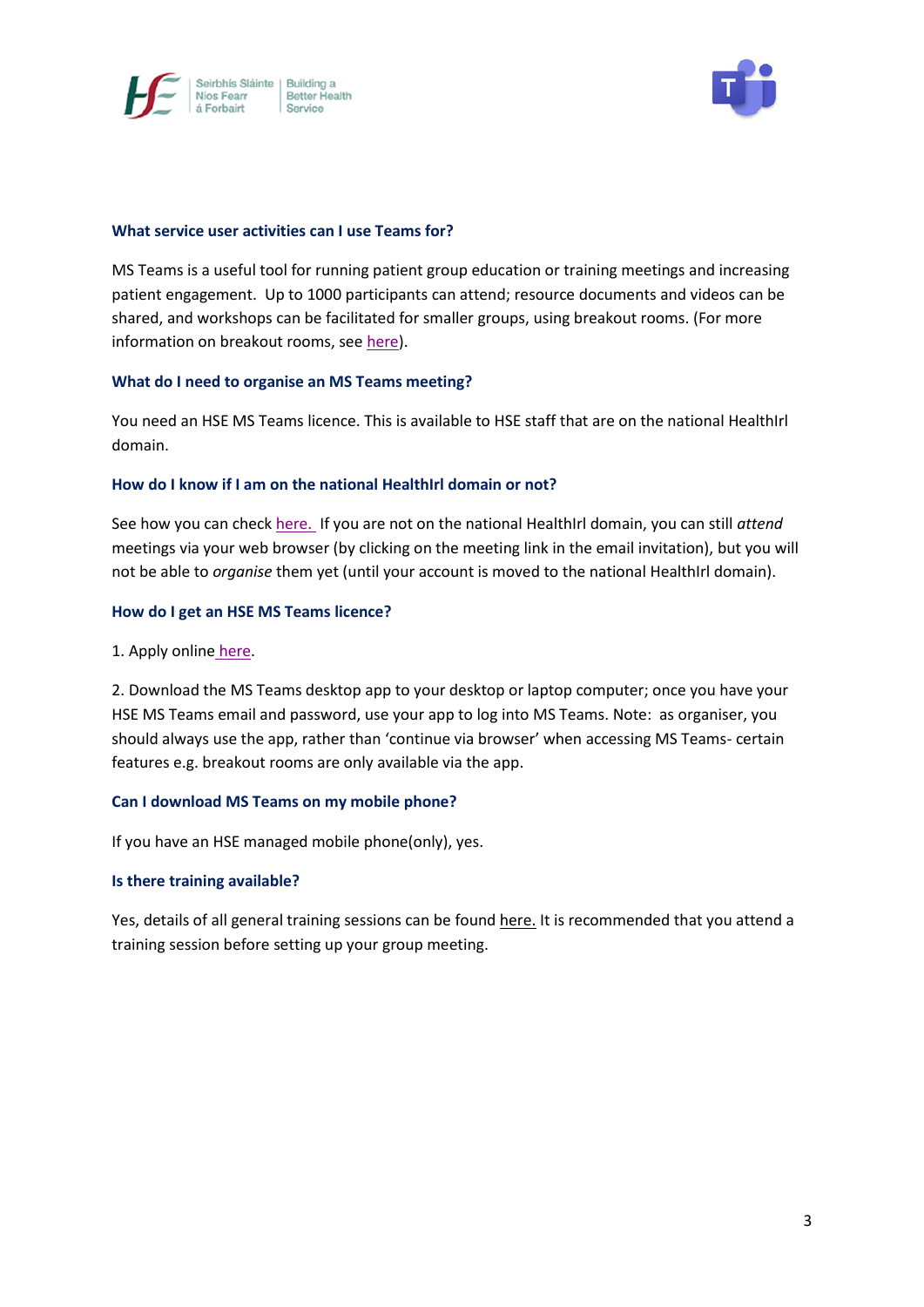### What service user activities can I use Teams for?

MS Teams is a useful tool for running patient group education or training meetings and increasing patient engagement. Up to 1000 participants can attend; resource documents and videos can be shared, and workshops can be facilitated for smaller groups, using breakout rooms. (For more information on breakout rooms, see here).

### What do I need to organise an MS Teams meeting?

You need an HSE MS Teams licence. This is available to HSE staff that are on the national HealthIrl domain.

### How do I know if I am on the national HealthIrl domain or not?

See how you can check here. If you are not on the national HealthIrl domain, you can still *attend* meetings via your web browser (by clicking on the meeting link in the email invitation), but you will not be able to *organise* them yet (until your account is moved to the national HealthIrl domain).

### How do I get an HSE MS Teams licence?

1. Apply online here.

2. Download the MS Teams desktop app to your desktop or laptop computer; once you have your HSE MS Teams email and password, use your app to log into MS Teams. Note: as organiser, you should always use the app, rather than 'continue via browser' when accessing MS Teams- certain features e.g. breakout rooms are only available via the app.

### Can I download MS Teams on my mobile phone?

If you have an HSE managed mobile phone(only), yes.

### Is there training available?

Yes, details of all general training sessions can be found here. It is recommended that you attend a training session before setting up your group meeting.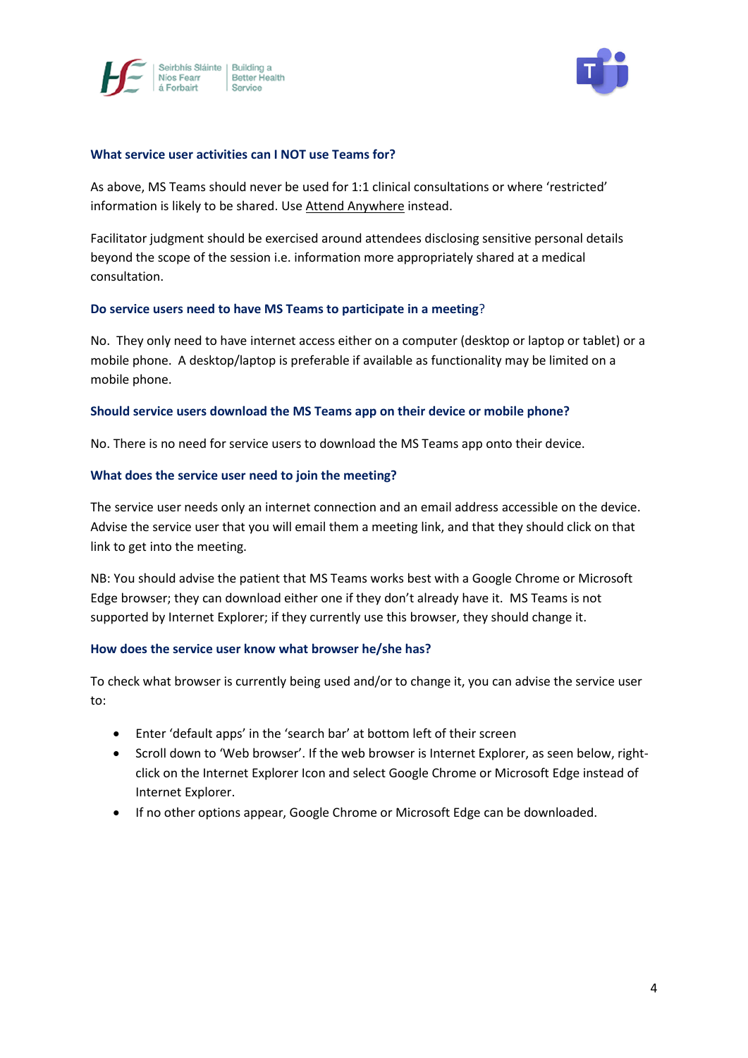### What service user activities can I NOT use Teams for?

As above, MS Teams should never be used for 1:1 clinical consultations or where 'restricted' information is likely to be shared. Use Attend Anywhere instead.

Facilitator judgment should be exercised around attendees disclosing sensitive personal details beyond the scope of the session i.e. information more appropriately shared at a medical consultation.

### Do service users need to have MS Teams to participate in a meeting?

No. They only need to have internet access either on a computer (desktop or laptop or tablet) or a mobile phone. A desktop/laptop is preferable if available as functionality may be limited on a mobile phone.

### Should service users download the MS Teams app on their device or mobile phone?

No. There is no need for service users to download the MS Teams app onto their device.

### What does the service user need to join the meeting?

The service user needs only an internet connection and an email address accessible on the device. Advise the service user that you will email them a meeting link, and that they should click on that link to get into the meeting.

NB: You should advise the patient that MS Teams works best with a Google Chrome or Microsoft Edge browser; they can download either one if they don't already have it. MS Teams is not supported by Internet Explorer; if they currently use this browser, they should change it.

### How does the service user know what browser he/she has?

To check what browser is currently being used and/or to change it, you can advise the service user to:

- Enter 'default apps' in the 'search bar' at bottom left of their screen
- Scroll down to 'Web browser'. If the web browser is Internet Explorer, as seen below, right-click on the Internet Explorer Icon and select Google Chrome or Microsoft Edge instead of Internet Explorer.
- If no other options appear, Google Chrome or Microsoft Edge can be downloaded.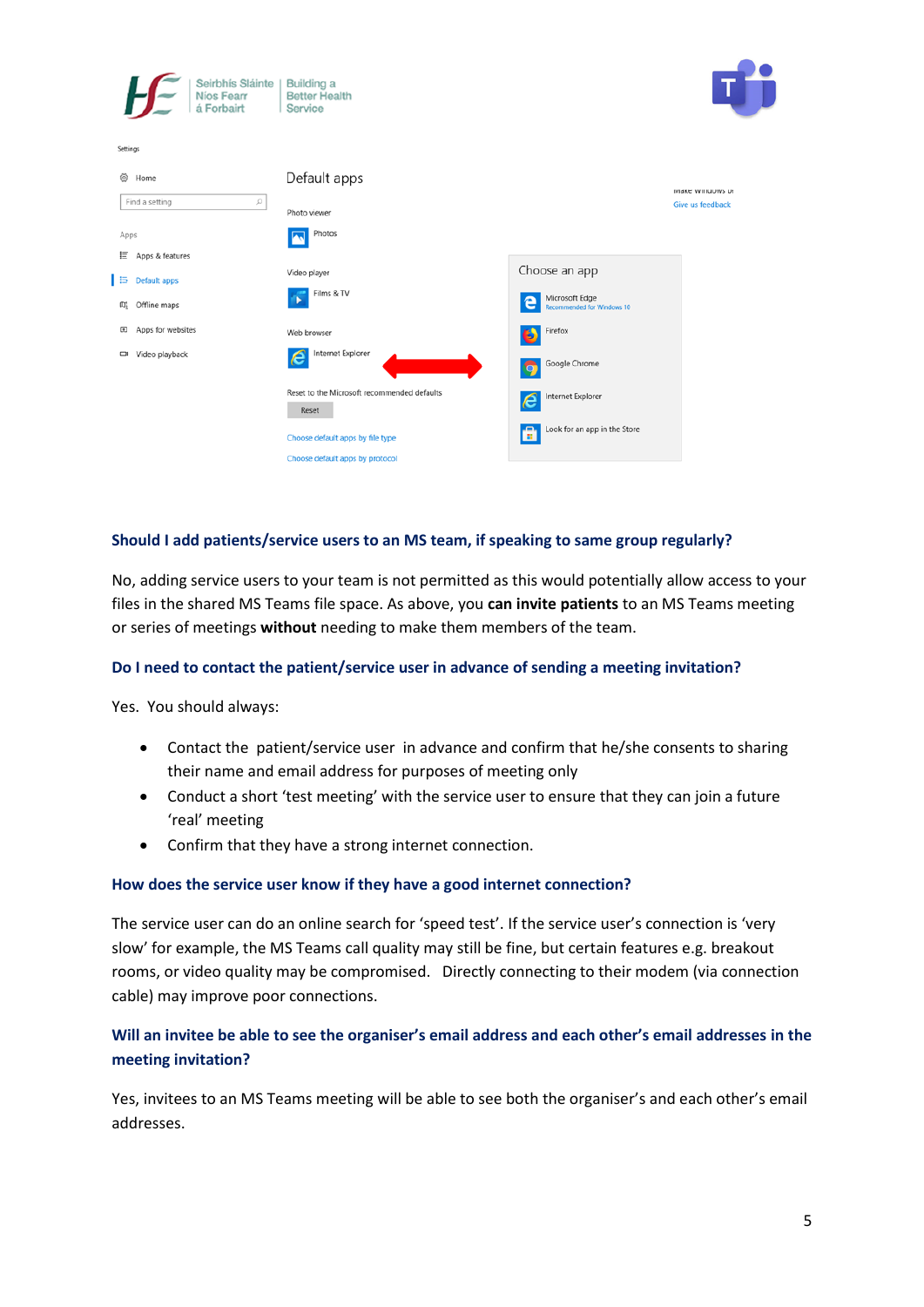## Should I add patients/service users to an MS team, if speaking to same group regularly?

No, adding service users to your team is not permitted as this would potentially allow access to your files in the shared MS Teams file space. As above, you **can invite patients** to an MS Teams meeting or series of meetings **without** needing to make them members of the team.

## Do I need to contact the patient/service user in advance of sending a meeting invitation?

Yes. You should always:

- Contact the patient/service user in advance and confirm that he/she consents to sharing their name and email address for purposes of meeting only
- Conduct a short 'test meeting' with the service user to ensure that they can join a future 'real' meeting
- Confirm that they have a strong internet connection.

## How does the service user know if they have a good internet connection?

The service user can do an online search for 'speed test'. If the service user's connection is 'very slow' for example, the MS Teams call quality may still be fine, but certain features e.g. breakout rooms, or video quality may be compromised. Directly connecting to their modem (via connection cable) may improve poor connections.

## Will an invitee be able to see the organiser's email address and each other's email addresses in the meeting invitation?

Yes, invitees to an MS Teams meeting will be able to see both the organiser's and each other's email addresses.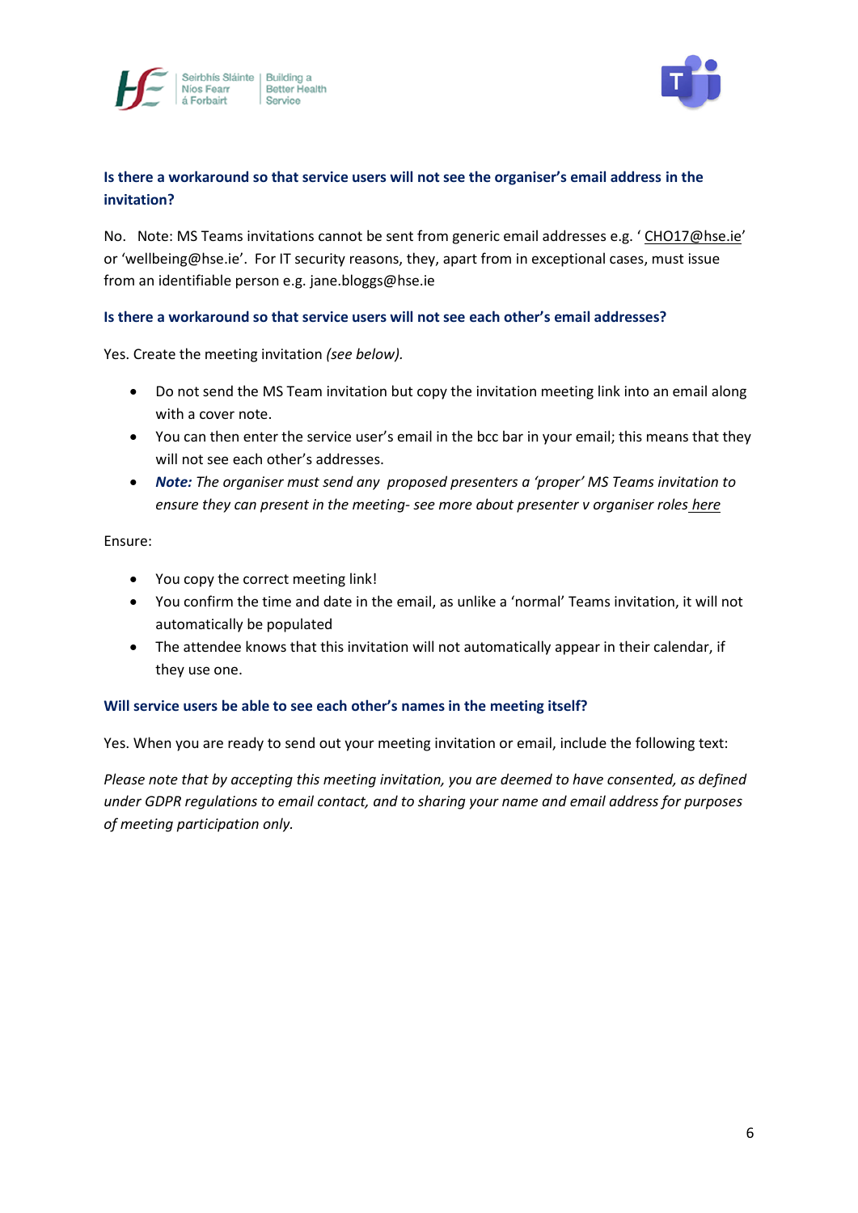**Is there a workaround so that service users will not see the organiser's email address in the invitation?**

No. Note: MS Teams invitations cannot be sent from generic email addresses e.g. ' CHO17@hse.ie' or 'wellbeing@hse.ie'. For IT security reasons, they, apart from in exceptional cases, must issue from an identifiable person e.g. jane.bloggs@hse.ie

**Is there a workaround so that service users will not see each other's email addresses?**

Yes. Create the meeting invitation *(see below).*

- Do not send the MS Team invitation but copy the invitation meeting link into an email along with a cover note.
- You can then enter the service user's email in the bcc bar in your email; this means that they will not see each other's addresses.
- ***Note:*** *The organiser must send any proposed presenters a 'proper' MS Teams invitation to ensure they can present in the meeting- see more about presenter v organiser roles here*

Ensure:

- You copy the correct meeting link!
- You confirm the time and date in the email, as unlike a 'normal' Teams invitation, it will not automatically be populated
- The attendee knows that this invitation will not automatically appear in their calendar, if they use one.

**Will service users be able to see each other's names in the meeting itself?**

Yes. When you are ready to send out your meeting invitation or email, include the following text:

*Please note that by accepting this meeting invitation, you are deemed to have consented, as defined under GDPR regulations to email contact, and to sharing your name and email address for purposes of meeting participation only.*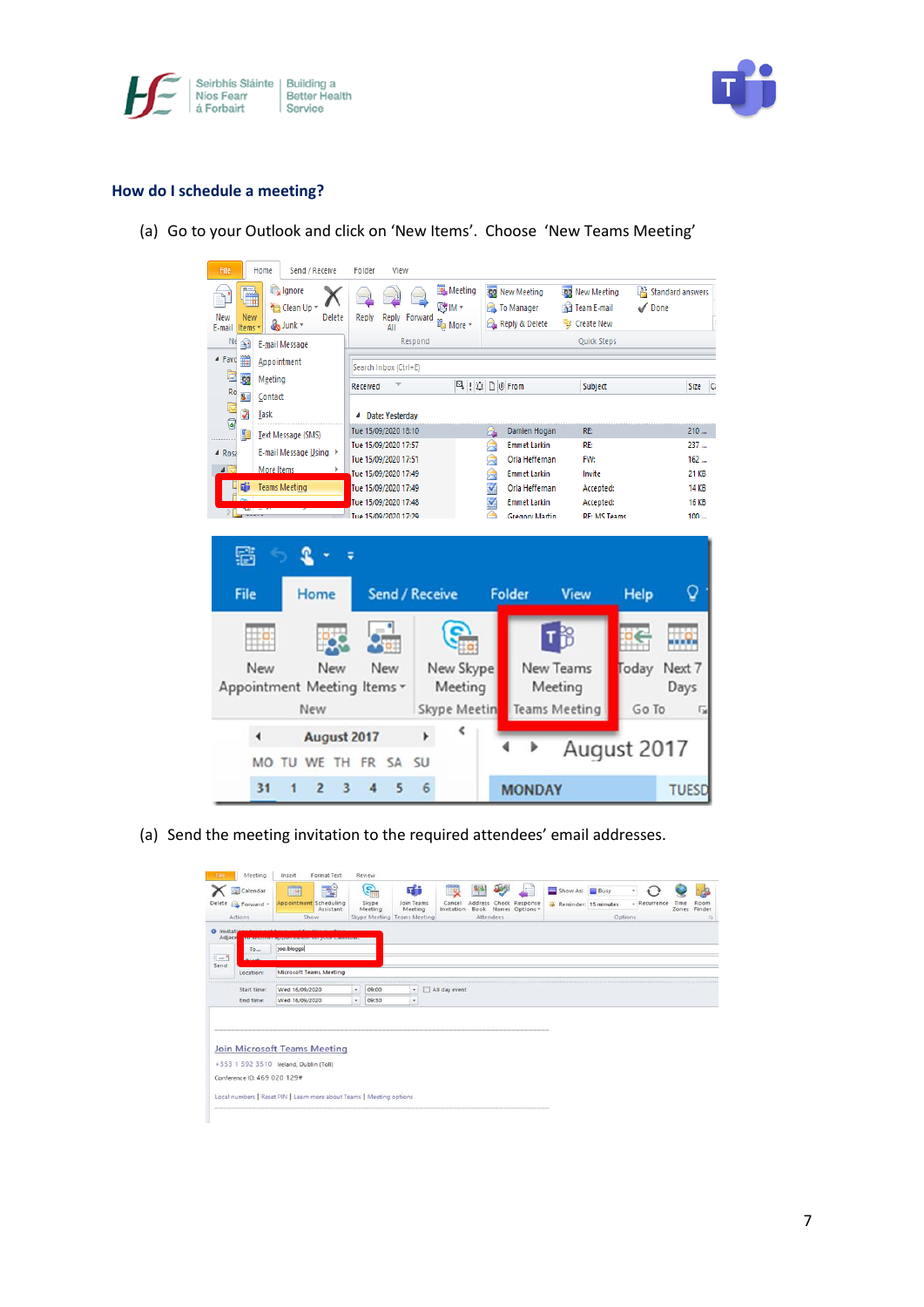## How do I schedule a meeting?

(a) Go to your Outlook and click on 'New Items'. Choose 'New Teams Meeting'

(a) Send the meeting invitation to the required attendees' email addresses.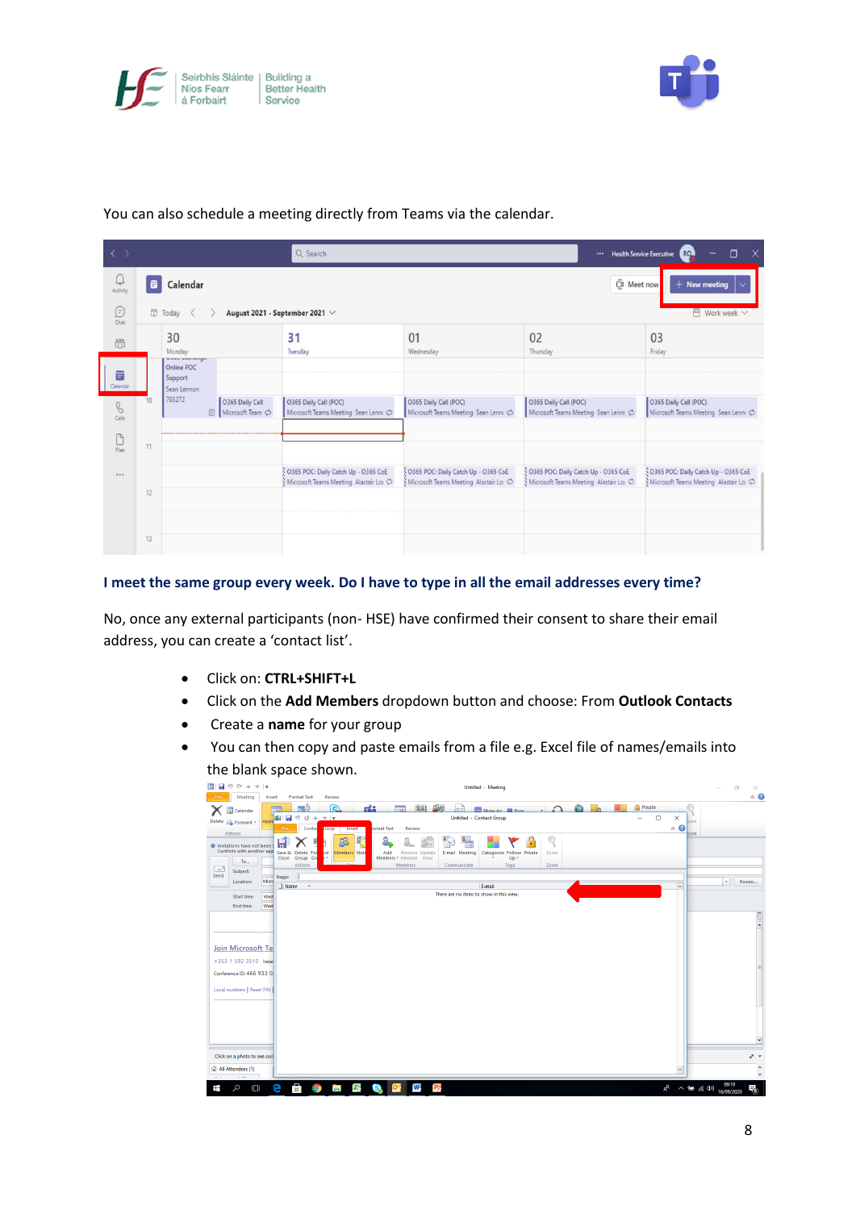You can also schedule a meeting directly from Teams via the calendar.

**I meet the same group every week. Do I have to type in all the email addresses every time?**

No, once any external participants (non- HSE) have confirmed their consent to share their email address, you can create a 'contact list'.

- Click on: **CTRL+SHIFT+L**
- Click on the **Add Members** dropdown button and choose: From **Outlook Contacts**
- Create a **name** for your group
- You can then copy and paste emails from a file e.g. Excel file of names/emails into the blank space shown.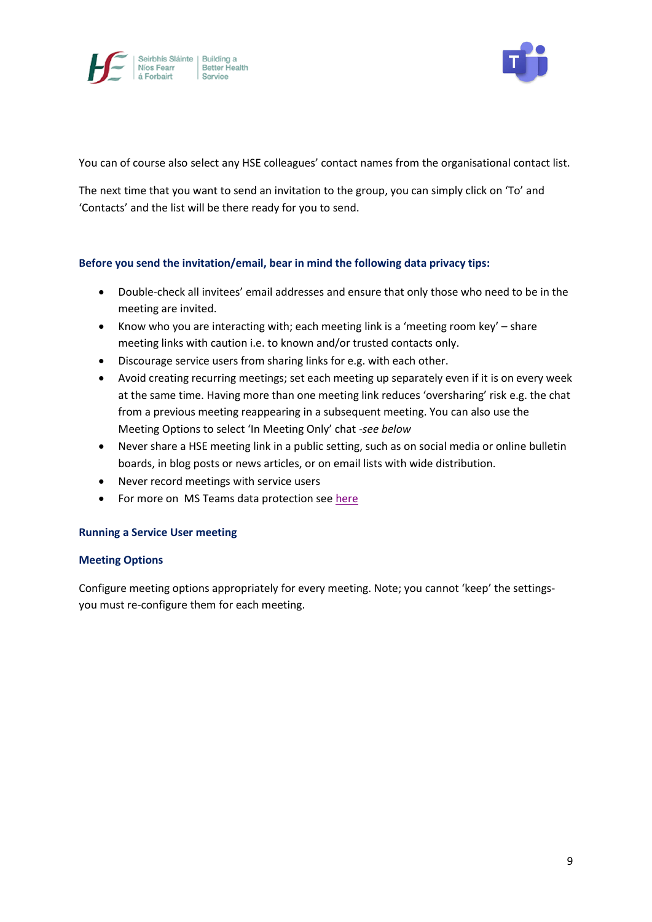You can of course also select any HSE colleagues' contact names from the organisational contact list.

The next time that you want to send an invitation to the group, you can simply click on 'To' and 'Contacts' and the list will be there ready for you to send.

**Before you send the invitation/email, bear in mind the following data privacy tips:**

- Double-check all invitees' email addresses and ensure that only those who need to be in the meeting are invited.
- Know who you are interacting with; each meeting link is a 'meeting room key' – share meeting links with caution i.e. to known and/or trusted contacts only.
- Discourage service users from sharing links for e.g. with each other.
- Avoid creating recurring meetings; set each meeting up separately even if it is on every week at the same time. Having more than one meeting link reduces 'oversharing' risk e.g. the chat from a previous meeting reappearing in a subsequent meeting. You can also use the Meeting Options to select 'In Meeting Only' chat -*see below*
- Never share a HSE meeting link in a public setting, such as on social media or online bulletin boards, in blog posts or news articles, or on email lists with wide distribution.
- Never record meetings with service users
- For more on MS Teams data protection see here

**Running a Service User meeting**

**Meeting Options**

Configure meeting options appropriately for every meeting. Note; you cannot 'keep' the settings- you must re-configure them for each meeting.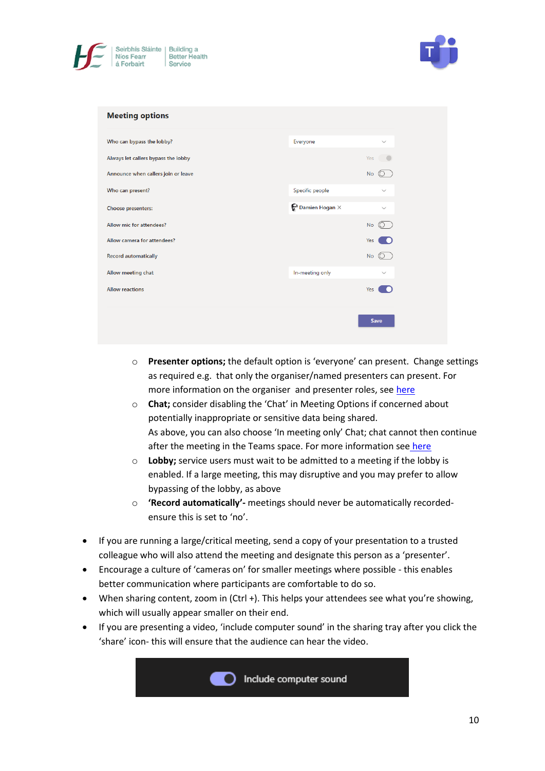- **Presenter options;** the default option is 'everyone' can present. Change settings as required e.g. that only the organiser/named presenters can present. For more information on the organiser and presenter roles, see here
- **Chat;** consider disabling the 'Chat' in Meeting Options if concerned about potentially inappropriate or sensitive data being shared. As above, you can also choose 'In meeting only' Chat; chat cannot then continue after the meeting in the Teams space. For more information see here
- **Lobby;** service users must wait to be admitted to a meeting if the lobby is enabled. If a large meeting, this may disruptive and you may prefer to allow bypassing of the lobby, as above
- **'Record automatically'-** meetings should never be automatically recorded- ensure this is set to 'no'.

- If you are running a large/critical meeting, send a copy of your presentation to a trusted colleague who will also attend the meeting and designate this person as a 'presenter'.
- Encourage a culture of 'cameras on' for smaller meetings where possible - this enables better communication where participants are comfortable to do so.
- When sharing content, zoom in (Ctrl +). This helps your attendees see what you're showing, which will usually appear smaller on their end.
- If you are presenting a video, 'include computer sound' in the sharing tray after you click the 'share' icon- this will ensure that the audience can hear the video.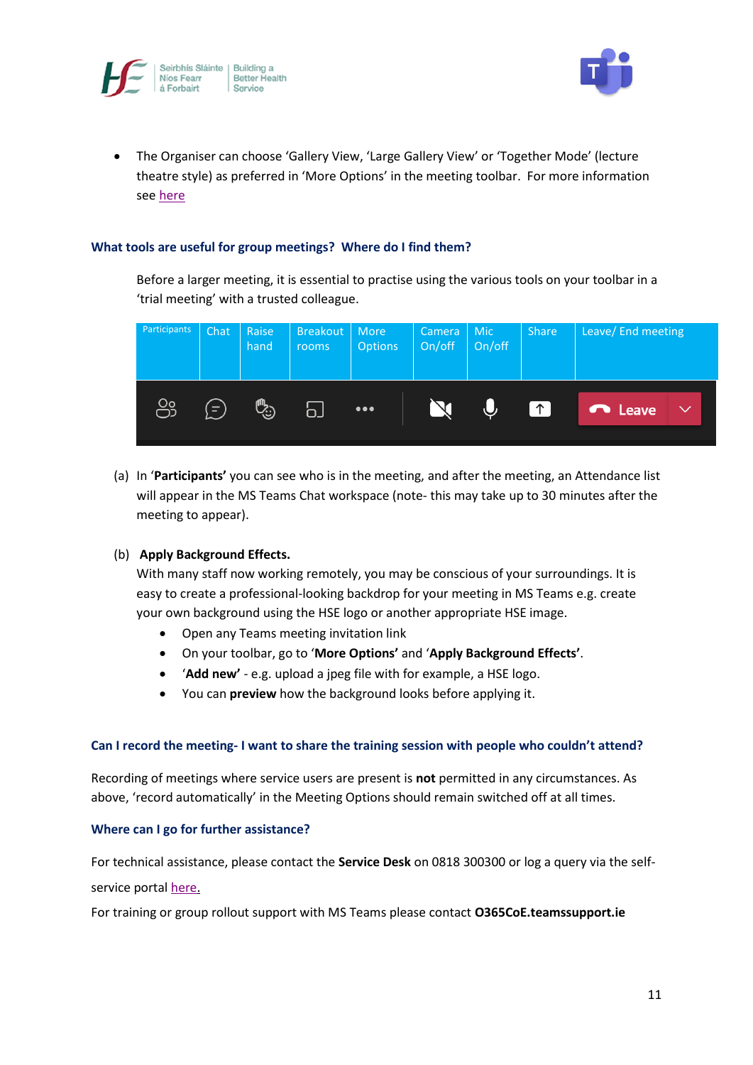- The Organiser can choose 'Gallery View, 'Large Gallery View' or 'Together Mode' (lecture theatre style) as preferred in 'More Options' in the meeting toolbar. For more information see here

### What tools are useful for group meetings? Where do I find them?

Before a larger meeting, it is essential to practise using the various tools on your toolbar in a 'trial meeting' with a trusted colleague.

| Participants | Chat | Raise hand | Breakout rooms | More Options | Camera On/off | Mic On/off | Share | Leave/ End meeting |
|---|---|---|---|---|---|---|---|---|

(a) In '**Participants'** you can see who is in the meeting, and after the meeting, an Attendance list will appear in the MS Teams Chat workspace (note- this may take up to 30 minutes after the meeting to appear).

(b) **Apply Background Effects.**
With many staff now working remotely, you may be conscious of your surroundings. It is easy to create a professional-looking backdrop for your meeting in MS Teams e.g. create your own background using the HSE logo or another appropriate HSE image.

- Open any Teams meeting invitation link
- On your toolbar, go to '**More Options'** and '**Apply Background Effects'**.
- '**Add new'** - e.g. upload a jpeg file with for example, a HSE logo.
- You can **preview** how the background looks before applying it.

### Can I record the meeting- I want to share the training session with people who couldn't attend?

Recording of meetings where service users are present is **not** permitted in any circumstances. As above, 'record automatically' in the Meeting Options should remain switched off at all times.

### Where can I go for further assistance?

For technical assistance, please contact the **Service Desk** on 0818 300300 or log a query via the self-service portal here.

For training or group rollout support with MS Teams please contact **O365CoE.teamssupport.ie**